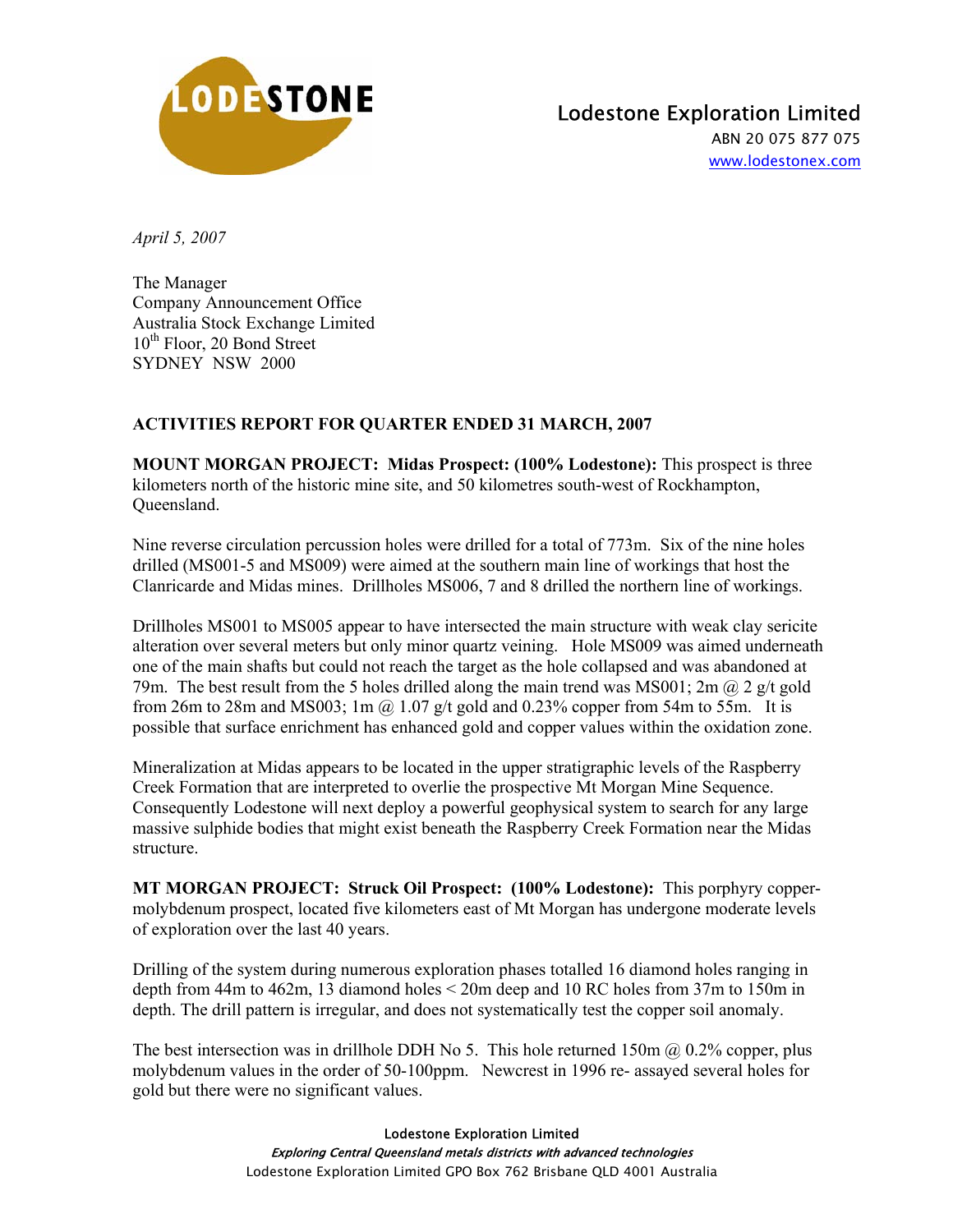**LODESTONE**

Lodestone Exploration Limited
ABN 20 075 877 075
www.lodestonex.com

*April 5, 2007*

The Manager
Company Announcement Office
Australia Stock Exchange Limited
10th Floor, 20 Bond Street
SYDNEY NSW 2000

**ACTIVITIES REPORT FOR QUARTER ENDED 31 MARCH, 2007**

**MOUNT MORGAN PROJECT: Midas Prospect: (100% Lodestone):** This prospect is three kilometers north of the historic mine site, and 50 kilometres south-west of Rockhampton, Queensland.

Nine reverse circulation percussion holes were drilled for a total of 773m. Six of the nine holes drilled (MS001-5 and MS009) were aimed at the southern main line of workings that host the Clanricarde and Midas mines. Drillholes MS006, 7 and 8 drilled the northern line of workings.

Drillholes MS001 to MS005 appear to have intersected the main structure with weak clay sericite alteration over several meters but only minor quartz veining. Hole MS009 was aimed underneath one of the main shafts but could not reach the target as the hole collapsed and was abandoned at 79m. The best result from the 5 holes drilled along the main trend was MS001; 2m @ 2 g/t gold from 26m to 28m and MS003; 1m @ 1.07 g/t gold and 0.23% copper from 54m to 55m. It is possible that surface enrichment has enhanced gold and copper values within the oxidation zone.

Mineralization at Midas appears to be located in the upper stratigraphic levels of the Raspberry Creek Formation that are interpreted to overlie the prospective Mt Morgan Mine Sequence. Consequently Lodestone will next deploy a powerful geophysical system to search for any large massive sulphide bodies that might exist beneath the Raspberry Creek Formation near the Midas structure.

**MT MORGAN PROJECT: Struck Oil Prospect: (100% Lodestone):** This porphyry copper-molybdenum prospect, located five kilometers east of Mt Morgan has undergone moderate levels of exploration over the last 40 years.

Drilling of the system during numerous exploration phases totalled 16 diamond holes ranging in depth from 44m to 462m, 13 diamond holes < 20m deep and 10 RC holes from 37m to 150m in depth. The drill pattern is irregular, and does not systematically test the copper soil anomaly.

The best intersection was in drillhole DDH No 5. This hole returned 150m @ 0.2% copper, plus molybdenum values in the order of 50-100ppm. Newcrest in 1996 re- assayed several holes for gold but there were no significant values.

Lodestone Exploration Limited
*Exploring Central Queensland metals districts with advanced technologies*
Lodestone Exploration Limited GPO Box 762 Brisbane QLD 4001 Australia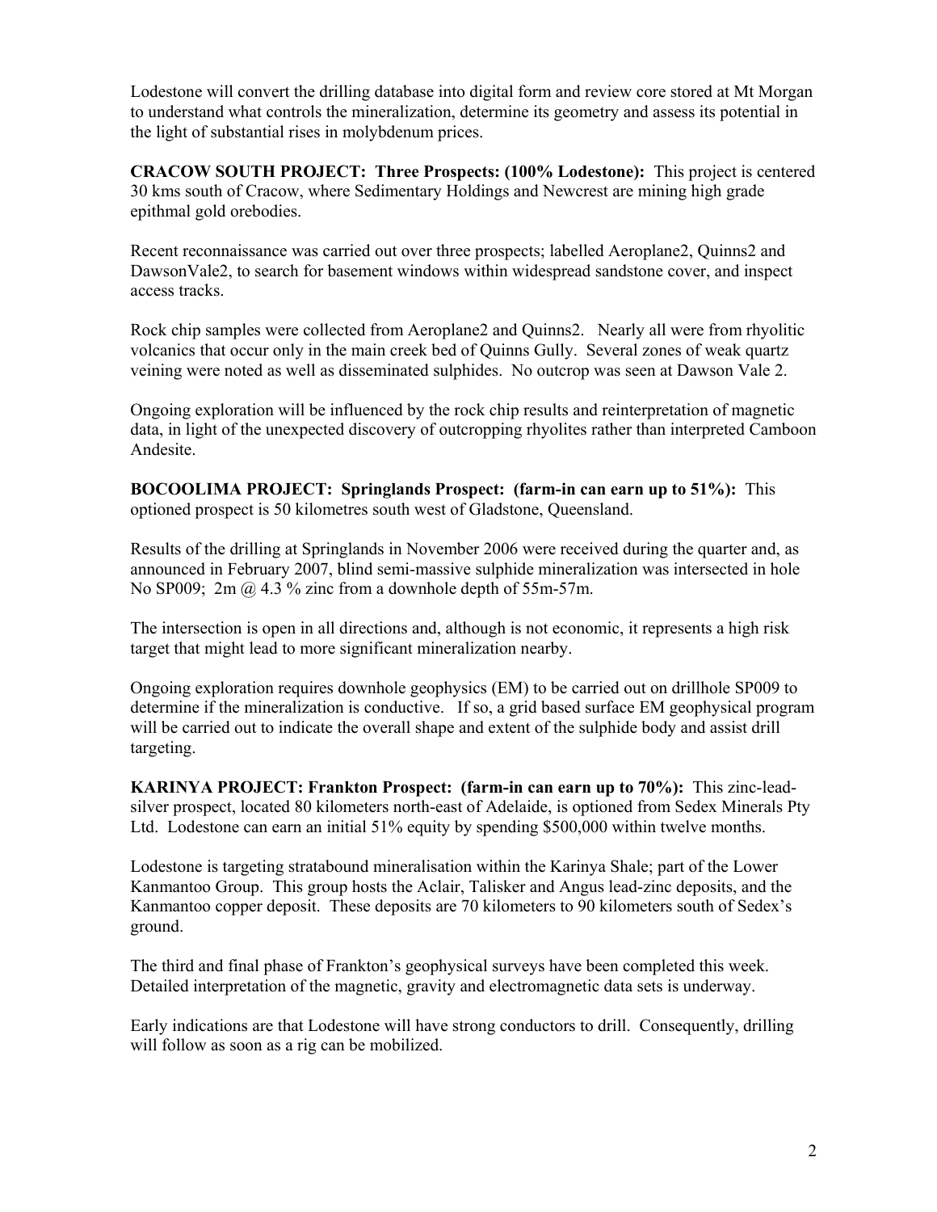Lodestone will convert the drilling database into digital form and review core stored at Mt Morgan to understand what controls the mineralization, determine its geometry and assess its potential in the light of substantial rises in molybdenum prices.

**CRACOW SOUTH PROJECT: Three Prospects: (100% Lodestone):** This project is centered 30 kms south of Cracow, where Sedimentary Holdings and Newcrest are mining high grade epithmal gold orebodies.

Recent reconnaissance was carried out over three prospects; labelled Aeroplane2, Quinns2 and DawsonVale2, to search for basement windows within widespread sandstone cover, and inspect access tracks.

Rock chip samples were collected from Aeroplane2 and Quinns2. Nearly all were from rhyolitic volcanics that occur only in the main creek bed of Quinns Gully. Several zones of weak quartz veining were noted as well as disseminated sulphides. No outcrop was seen at Dawson Vale 2.

Ongoing exploration will be influenced by the rock chip results and reinterpretation of magnetic data, in light of the unexpected discovery of outcropping rhyolites rather than interpreted Camboon Andesite.

**BOCOOLIMA PROJECT: Springlands Prospect: (farm-in can earn up to 51%):** This optioned prospect is 50 kilometres south west of Gladstone, Queensland.

Results of the drilling at Springlands in November 2006 were received during the quarter and, as announced in February 2007, blind semi-massive sulphide mineralization was intersected in hole No SP009; 2m @ 4.3 % zinc from a downhole depth of 55m-57m.

The intersection is open in all directions and, although is not economic, it represents a high risk target that might lead to more significant mineralization nearby.

Ongoing exploration requires downhole geophysics (EM) to be carried out on drillhole SP009 to determine if the mineralization is conductive. If so, a grid based surface EM geophysical program will be carried out to indicate the overall shape and extent of the sulphide body and assist drill targeting.

**KARINYA PROJECT: Frankton Prospect: (farm-in can earn up to 70%):** This zinc-lead-silver prospect, located 80 kilometers north-east of Adelaide, is optioned from Sedex Minerals Pty Ltd. Lodestone can earn an initial 51% equity by spending $500,000 within twelve months.

Lodestone is targeting stratabound mineralisation within the Karinya Shale; part of the Lower Kanmantoo Group. This group hosts the Aclair, Talisker and Angus lead-zinc deposits, and the Kanmantoo copper deposit. These deposits are 70 kilometers to 90 kilometers south of Sedex's ground.

The third and final phase of Frankton's geophysical surveys have been completed this week. Detailed interpretation of the magnetic, gravity and electromagnetic data sets is underway.

Early indications are that Lodestone will have strong conductors to drill. Consequently, drilling will follow as soon as a rig can be mobilized.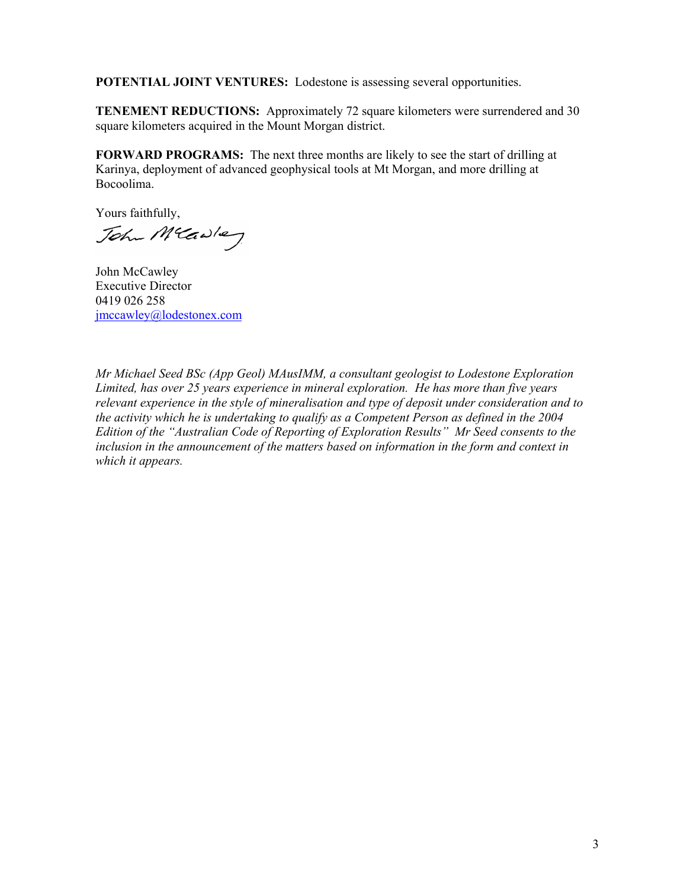**POTENTIAL JOINT VENTURES:** Lodestone is assessing several opportunities.

**TENEMENT REDUCTIONS:** Approximately 72 square kilometers were surrendered and 30 square kilometers acquired in the Mount Morgan district.

**FORWARD PROGRAMS:** The next three months are likely to see the start of drilling at Karinya, deployment of advanced geophysical tools at Mt Morgan, and more drilling at Bocoolima.

Yours faithfully,

John McCawley
Executive Director
0419 026 258
jmccawley@lodestonex.com

*Mr Michael Seed BSc (App Geol) MAusIMM, a consultant geologist to Lodestone Exploration Limited, has over 25 years experience in mineral exploration. He has more than five years relevant experience in the style of mineralisation and type of deposit under consideration and to the activity which he is undertaking to qualify as a Competent Person as defined in the 2004 Edition of the "Australian Code of Reporting of Exploration Results" Mr Seed consents to the inclusion in the announcement of the matters based on information in the form and context in which it appears.*